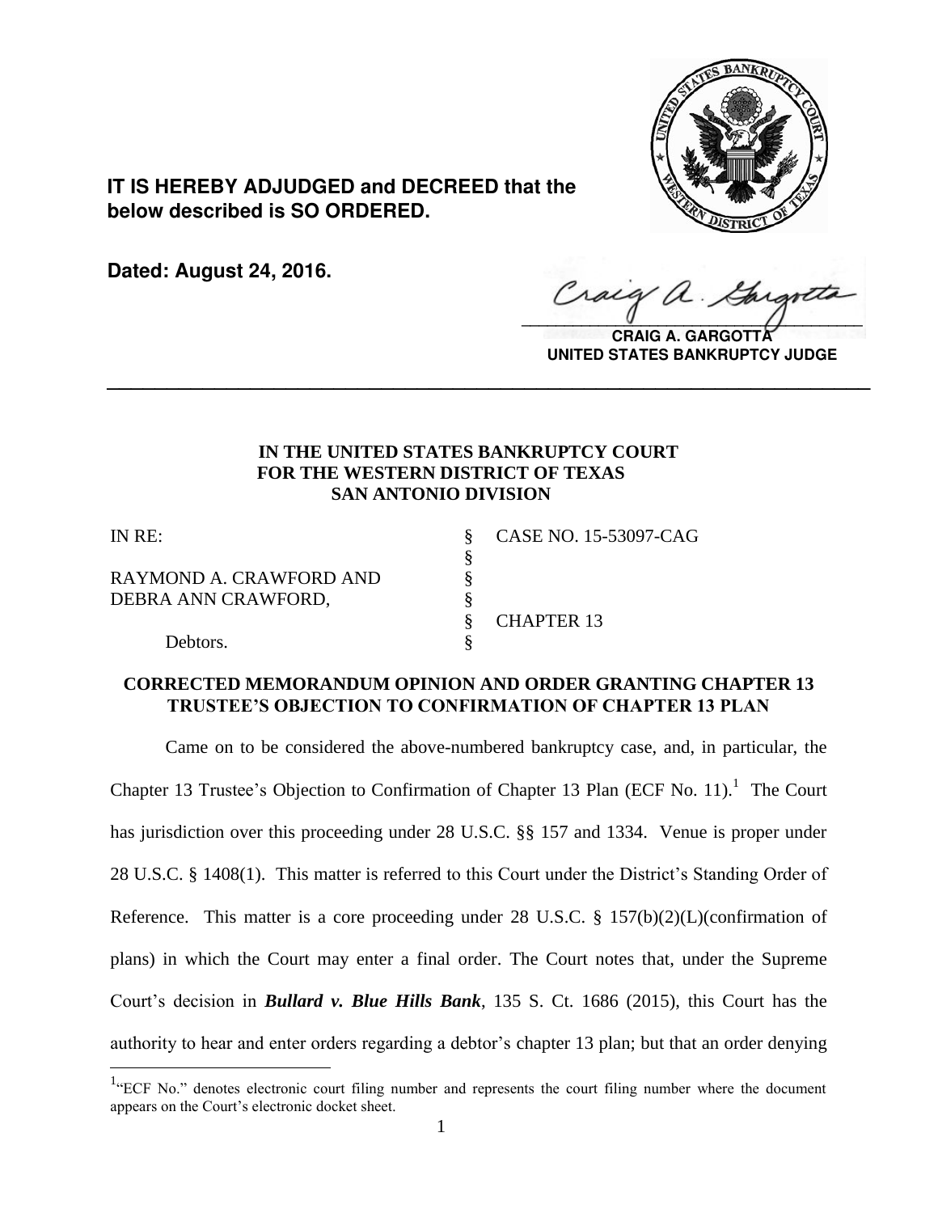**IT IS HEREBY ADJUDGED and DECREED that the below described is SO ORDERED.**

**Dated: August 24, 2016.**

**CRAIG A. GARGOTTA**
**UNITED STATES BANKRUPTCY JUDGE**

---

**IN THE UNITED STATES BANKRUPTCY COURT**
**FOR THE WESTERN DISTRICT OF TEXAS**
**SAN ANTONIO DIVISION**

| | | |
|---|---|---|
| IN RE: | § | CASE NO. 15-53097-CAG |
| | § | |
| RAYMOND A. CRAWFORD AND | § | |
| DEBRA ANN CRAWFORD, | § | |
| | § | CHAPTER 13 |
| Debtors. | § | |

**CORRECTED MEMORANDUM OPINION AND ORDER GRANTING CHAPTER 13 TRUSTEE'S OBJECTION TO CONFIRMATION OF CHAPTER 13 PLAN**

Came on to be considered the above-numbered bankruptcy case, and, in particular, the Chapter 13 Trustee's Objection to Confirmation of Chapter 13 Plan (ECF No. 11).[1] The Court has jurisdiction over this proceeding under 28 U.S.C. §§ 157 and 1334. Venue is proper under 28 U.S.C. § 1408(1). This matter is referred to this Court under the District's Standing Order of Reference. This matter is a core proceeding under 28 U.S.C. § 157(b)(2)(L)(confirmation of plans) in which the Court may enter a final order. The Court notes that, under the Supreme Court's decision in ***Bullard v. Blue Hills Bank***, 135 S. Ct. 1686 (2015), this Court has the authority to hear and enter orders regarding a debtor's chapter 13 plan; but that an order denying

---

[1] "ECF No." denotes electronic court filing number and represents the court filing number where the document appears on the Court's electronic docket sheet.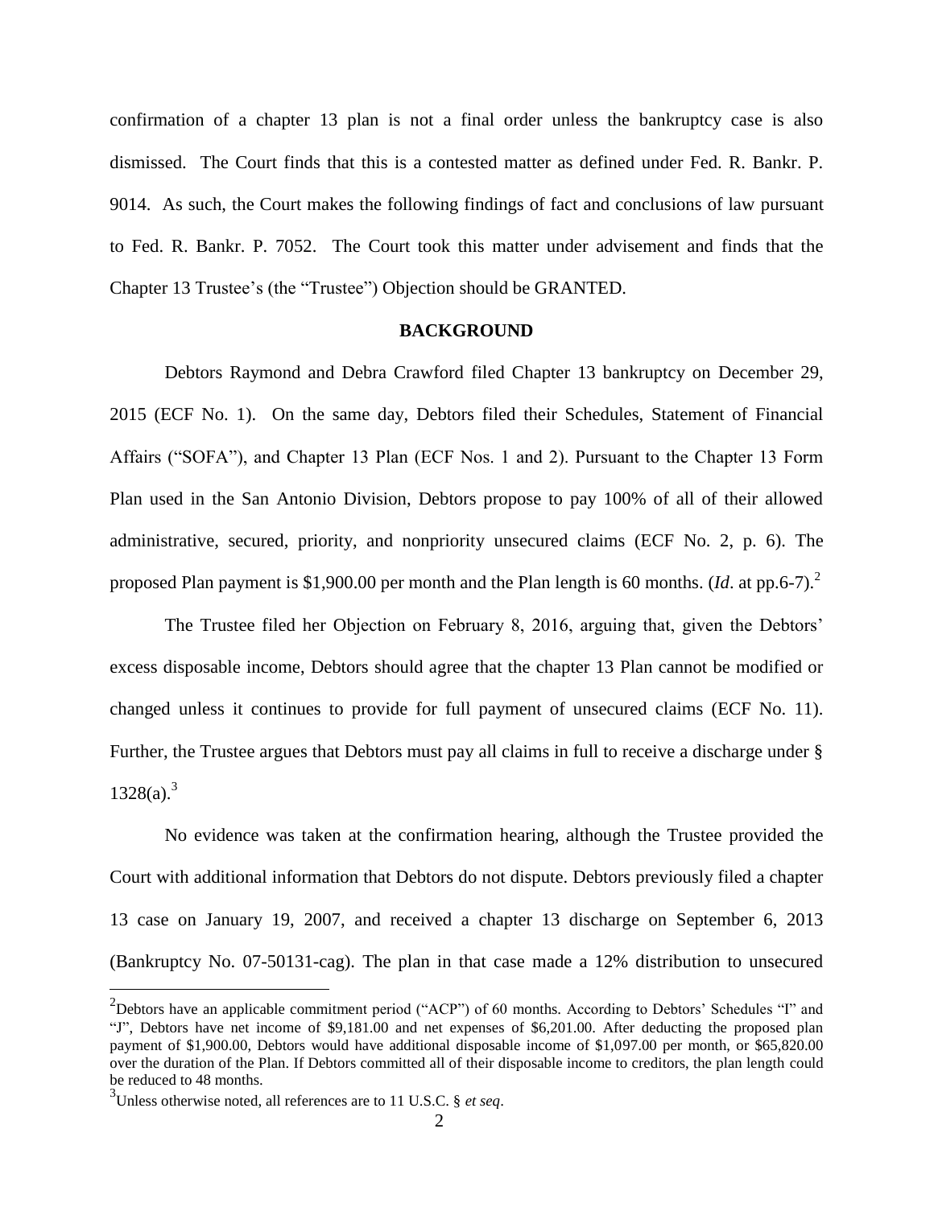confirmation of a chapter 13 plan is not a final order unless the bankruptcy case is also dismissed. The Court finds that this is a contested matter as defined under Fed. R. Bankr. P. 9014. As such, the Court makes the following findings of fact and conclusions of law pursuant to Fed. R. Bankr. P. 7052. The Court took this matter under advisement and finds that the Chapter 13 Trustee's (the "Trustee") Objection should be GRANTED.

**BACKGROUND**

Debtors Raymond and Debra Crawford filed Chapter 13 bankruptcy on December 29, 2015 (ECF No. 1). On the same day, Debtors filed their Schedules, Statement of Financial Affairs ("SOFA"), and Chapter 13 Plan (ECF Nos. 1 and 2). Pursuant to the Chapter 13 Form Plan used in the San Antonio Division, Debtors propose to pay 100% of all of their allowed administrative, secured, priority, and nonpriority unsecured claims (ECF No. 2, p. 6). The proposed Plan payment is $1,900.00 per month and the Plan length is 60 months. (*Id*. at pp.6-7).[2]

The Trustee filed her Objection on February 8, 2016, arguing that, given the Debtors' excess disposable income, Debtors should agree that the chapter 13 Plan cannot be modified or changed unless it continues to provide for full payment of unsecured claims (ECF No. 11). Further, the Trustee argues that Debtors must pay all claims in full to receive a discharge under § 1328(a).[3]

No evidence was taken at the confirmation hearing, although the Trustee provided the Court with additional information that Debtors do not dispute. Debtors previously filed a chapter 13 case on January 19, 2007, and received a chapter 13 discharge on September 6, 2013 (Bankruptcy No. 07-50131-cag). The plan in that case made a 12% distribution to unsecured

---

[2]Debtors have an applicable commitment period ("ACP") of 60 months. According to Debtors' Schedules "I" and "J", Debtors have net income of $9,181.00 and net expenses of $6,201.00. After deducting the proposed plan payment of $1,900.00, Debtors would have additional disposable income of $1,097.00 per month, or $65,820.00 over the duration of the Plan. If Debtors committed all of their disposable income to creditors, the plan length could be reduced to 48 months.

[3]Unless otherwise noted, all references are to 11 U.S.C. § *et seq*.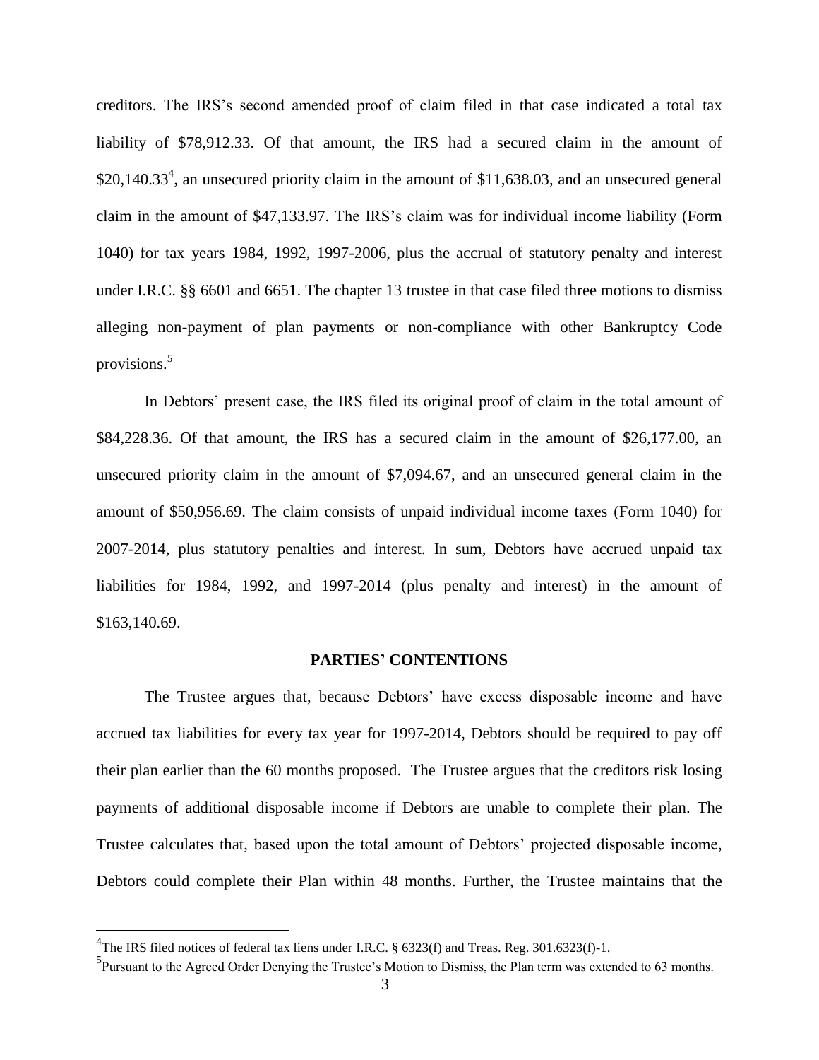creditors. The IRS's second amended proof of claim filed in that case indicated a total tax liability of $78,912.33. Of that amount, the IRS had a secured claim in the amount of $20,140.33[4], an unsecured priority claim in the amount of $11,638.03, and an unsecured general claim in the amount of $47,133.97. The IRS's claim was for individual income liability (Form 1040) for tax years 1984, 1992, 1997-2006, plus the accrual of statutory penalty and interest under I.R.C. §§ 6601 and 6651. The chapter 13 trustee in that case filed three motions to dismiss alleging non-payment of plan payments or non-compliance with other Bankruptcy Code provisions.[5]

In Debtors' present case, the IRS filed its original proof of claim in the total amount of $84,228.36. Of that amount, the IRS has a secured claim in the amount of $26,177.00, an unsecured priority claim in the amount of $7,094.67, and an unsecured general claim in the amount of $50,956.69. The claim consists of unpaid individual income taxes (Form 1040) for 2007-2014, plus statutory penalties and interest. In sum, Debtors have accrued unpaid tax liabilities for 1984, 1992, and 1997-2014 (plus penalty and interest) in the amount of $163,140.69.

## PARTIES' CONTENTIONS

The Trustee argues that, because Debtors' have excess disposable income and have accrued tax liabilities for every tax year for 1997-2014, Debtors should be required to pay off their plan earlier than the 60 months proposed. The Trustee argues that the creditors risk losing payments of additional disposable income if Debtors are unable to complete their plan. The Trustee calculates that, based upon the total amount of Debtors' projected disposable income, Debtors could complete their Plan within 48 months. Further, the Trustee maintains that the

---

[4] The IRS filed notices of federal tax liens under I.R.C. § 6323(f) and Treas. Reg. 301.6323(f)-1.

[5] Pursuant to the Agreed Order Denying the Trustee's Motion to Dismiss, the Plan term was extended to 63 months.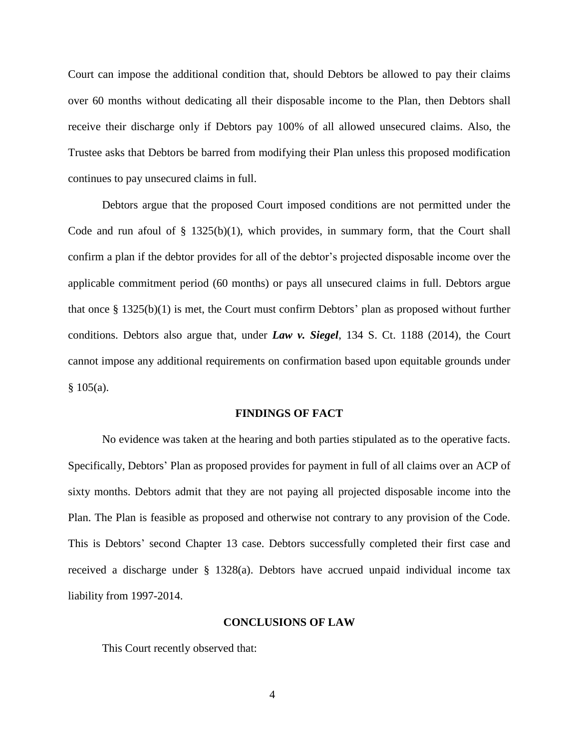Court can impose the additional condition that, should Debtors be allowed to pay their claims over 60 months without dedicating all their disposable income to the Plan, then Debtors shall receive their discharge only if Debtors pay 100% of all allowed unsecured claims. Also, the Trustee asks that Debtors be barred from modifying their Plan unless this proposed modification continues to pay unsecured claims in full.

Debtors argue that the proposed Court imposed conditions are not permitted under the Code and run afoul of § 1325(b)(1), which provides, in summary form, that the Court shall confirm a plan if the debtor provides for all of the debtor's projected disposable income over the applicable commitment period (60 months) or pays all unsecured claims in full. Debtors argue that once § 1325(b)(1) is met, the Court must confirm Debtors' plan as proposed without further conditions. Debtors also argue that, under ***Law v. Siegel***, 134 S. Ct. 1188 (2014), the Court cannot impose any additional requirements on confirmation based upon equitable grounds under § 105(a).

## FINDINGS OF FACT

No evidence was taken at the hearing and both parties stipulated as to the operative facts. Specifically, Debtors' Plan as proposed provides for payment in full of all claims over an ACP of sixty months. Debtors admit that they are not paying all projected disposable income into the Plan. The Plan is feasible as proposed and otherwise not contrary to any provision of the Code. This is Debtors' second Chapter 13 case. Debtors successfully completed their first case and received a discharge under § 1328(a). Debtors have accrued unpaid individual income tax liability from 1997-2014.

## CONCLUSIONS OF LAW

This Court recently observed that: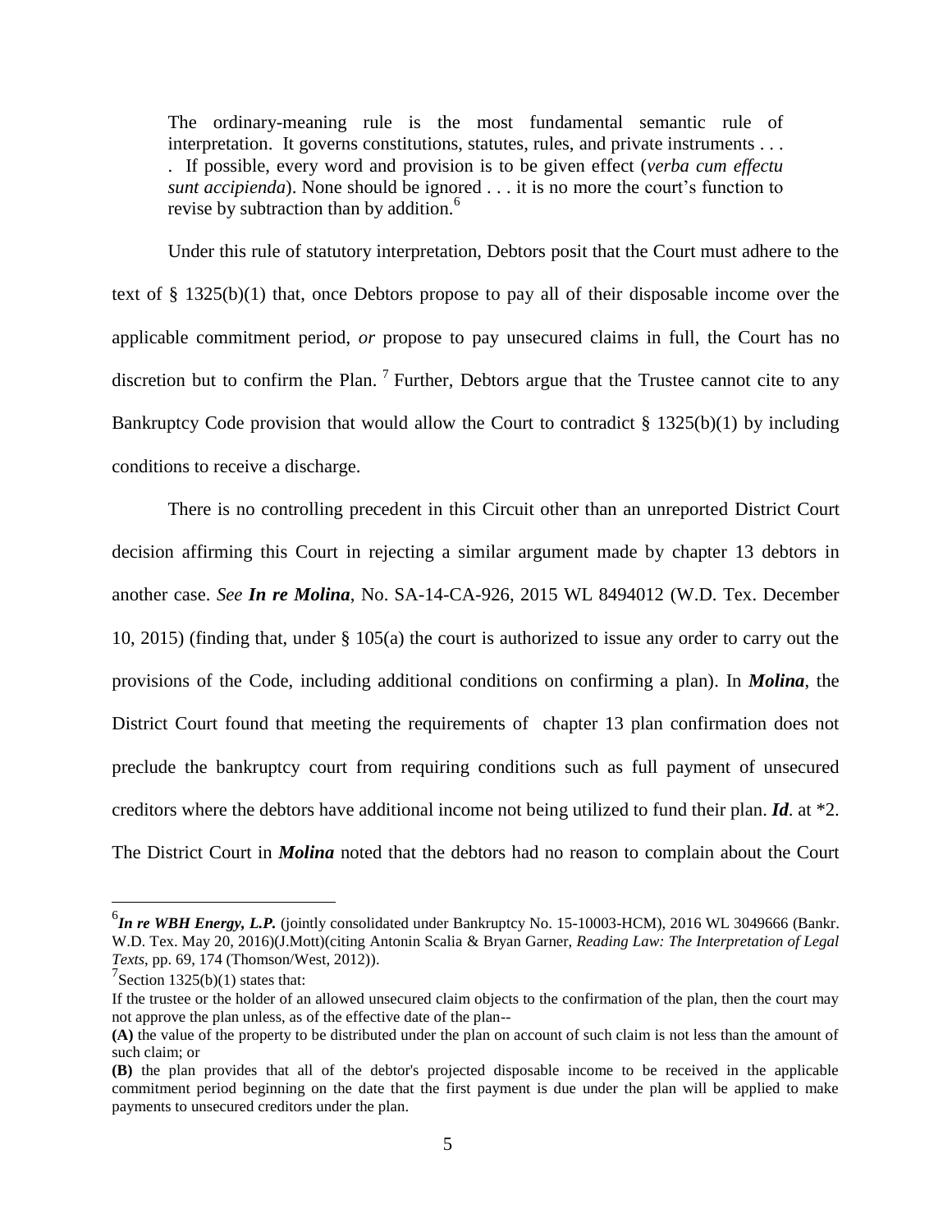> The ordinary-meaning rule is the most fundamental semantic rule of interpretation. It governs constitutions, statutes, rules, and private instruments . . . . If possible, every word and provision is to be given effect (*verba cum effectu sunt accipienda*). None should be ignored . . . it is no more the court's function to revise by subtraction than by addition.[6]

Under this rule of statutory interpretation, Debtors posit that the Court must adhere to the text of § 1325(b)(1) that, once Debtors propose to pay all of their disposable income over the applicable commitment period, *or* propose to pay unsecured claims in full, the Court has no discretion but to confirm the Plan.[7] Further, Debtors argue that the Trustee cannot cite to any Bankruptcy Code provision that would allow the Court to contradict § 1325(b)(1) by including conditions to receive a discharge.

There is no controlling precedent in this Circuit other than an unreported District Court decision affirming this Court in rejecting a similar argument made by chapter 13 debtors in another case. *See* ***In re Molina***, No. SA-14-CA-926, 2015 WL 8494012 (W.D. Tex. December 10, 2015) (finding that, under § 105(a) the court is authorized to issue any order to carry out the provisions of the Code, including additional conditions on confirming a plan). In ***Molina***, the District Court found that meeting the requirements of chapter 13 plan confirmation does not preclude the bankruptcy court from requiring conditions such as full payment of unsecured creditors where the debtors have additional income not being utilized to fund their plan. ***Id***. at *2. The District Court in ***Molina*** noted that the debtors had no reason to complain about the Court

---

[6] ***In re WBH Energy, L.P.*** (jointly consolidated under Bankruptcy No. 15-10003-HCM), 2016 WL 3049666 (Bankr. W.D. Tex. May 20, 2016)(J.Mott)(citing Antonin Scalia & Bryan Garner, *Reading Law: The Interpretation of Legal Texts*, pp. 69, 174 (Thomson/West, 2012)).

[7] Section 1325(b)(1) states that:

If the trustee or the holder of an allowed unsecured claim objects to the confirmation of the plan, then the court may not approve the plan unless, as of the effective date of the plan--

**(A)** the value of the property to be distributed under the plan on account of such claim is not less than the amount of such claim; or

**(B)** the plan provides that all of the debtor's projected disposable income to be received in the applicable commitment period beginning on the date that the first payment is due under the plan will be applied to make payments to unsecured creditors under the plan.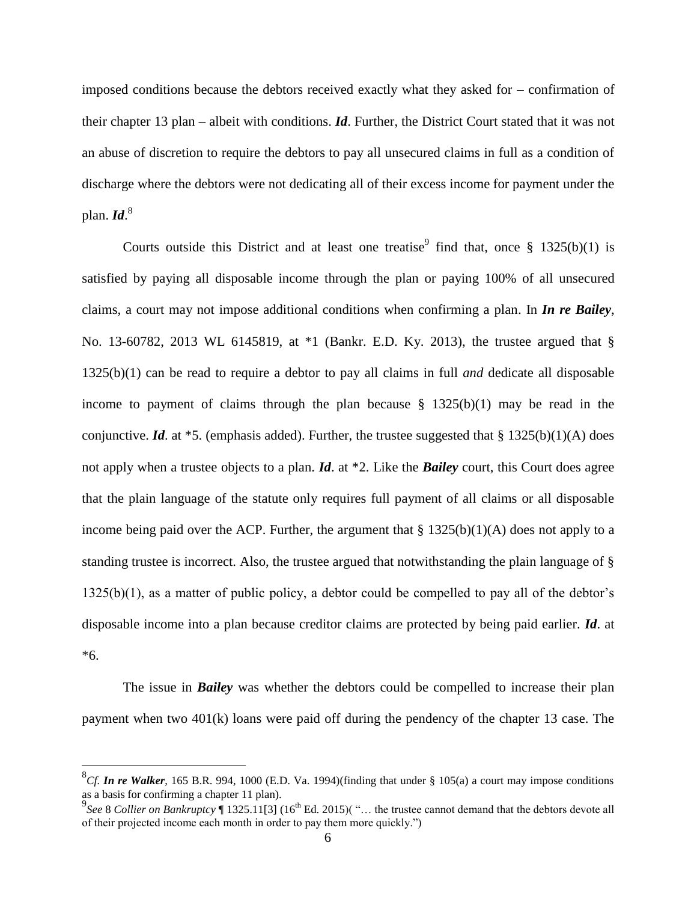imposed conditions because the debtors received exactly what they asked for – confirmation of their chapter 13 plan – albeit with conditions. ***Id***. Further, the District Court stated that it was not an abuse of discretion to require the debtors to pay all unsecured claims in full as a condition of discharge where the debtors were not dedicating all of their excess income for payment under the plan. ***Id***.[8]

Courts outside this District and at least one treatise[9] find that, once § 1325(b)(1) is satisfied by paying all disposable income through the plan or paying 100% of all unsecured claims, a court may not impose additional conditions when confirming a plan. In ***In re Bailey***, No. 13-60782, 2013 WL 6145819, at *1 (Bankr. E.D. Ky. 2013), the trustee argued that § 1325(b)(1) can be read to require a debtor to pay all claims in full *and* dedicate all disposable income to payment of claims through the plan because § 1325(b)(1) may be read in the conjunctive. ***Id***. at *5. (emphasis added). Further, the trustee suggested that § 1325(b)(1)(A) does not apply when a trustee objects to a plan. ***Id***. at *2. Like the ***Bailey*** court, this Court does agree that the plain language of the statute only requires full payment of all claims or all disposable income being paid over the ACP. Further, the argument that § 1325(b)(1)(A) does not apply to a standing trustee is incorrect. Also, the trustee argued that notwithstanding the plain language of § 1325(b)(1), as a matter of public policy, a debtor could be compelled to pay all of the debtor's disposable income into a plan because creditor claims are protected by being paid earlier. ***Id***. at *6.

The issue in ***Bailey*** was whether the debtors could be compelled to increase their plan payment when two 401(k) loans were paid off during the pendency of the chapter 13 case. The

---

[8] *Cf.* ***In re Walker***, 165 B.R. 994, 1000 (E.D. Va. 1994)(finding that under § 105(a) a court may impose conditions as a basis for confirming a chapter 11 plan).

[9] *See* 8 *Collier on Bankruptcy* ¶ 1325.11[3] (16th Ed. 2015)( "… the trustee cannot demand that the debtors devote all of their projected income each month in order to pay them more quickly.")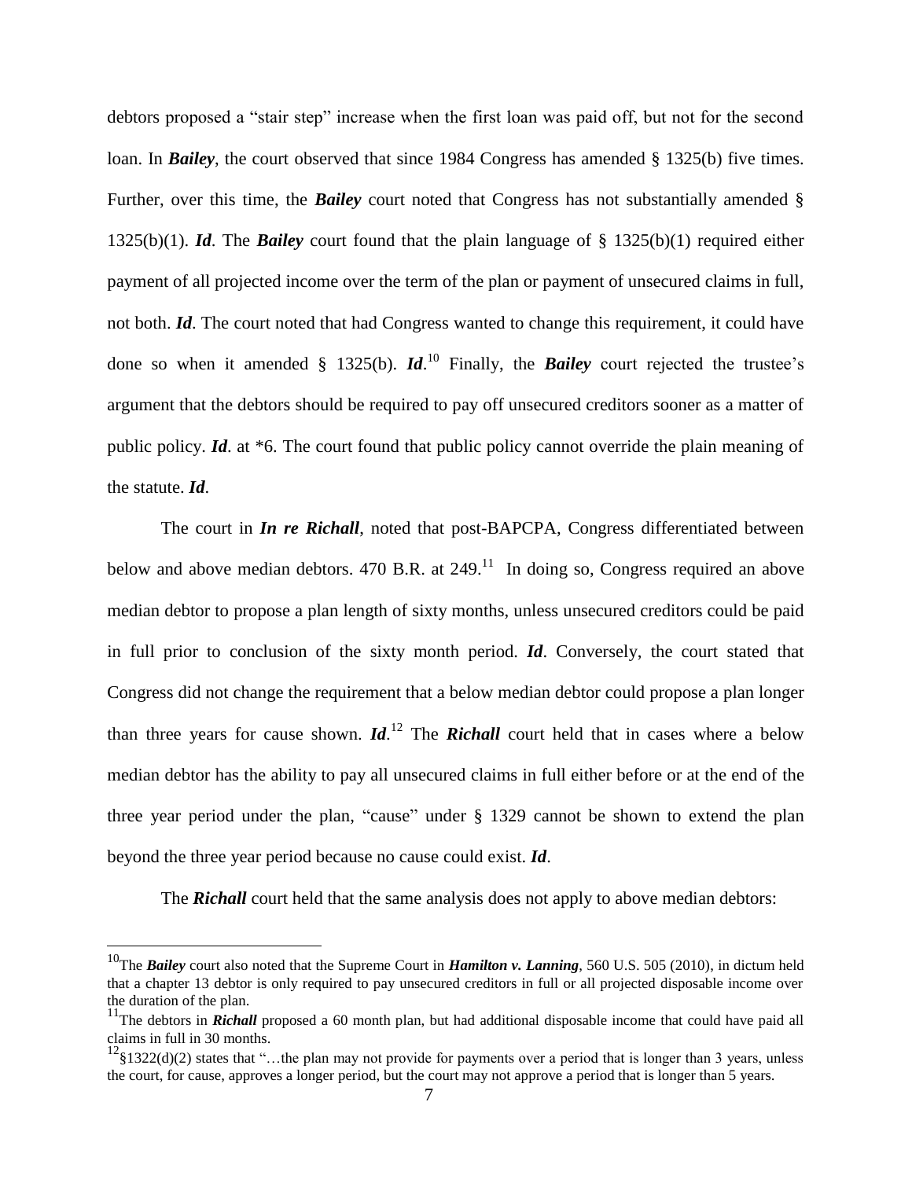debtors proposed a "stair step" increase when the first loan was paid off, but not for the second loan. In ***Bailey***, the court observed that since 1984 Congress has amended § 1325(b) five times. Further, over this time, the ***Bailey*** court noted that Congress has not substantially amended § 1325(b)(1). ***Id***. The ***Bailey*** court found that the plain language of § 1325(b)(1) required either payment of all projected income over the term of the plan or payment of unsecured claims in full, not both. ***Id***. The court noted that had Congress wanted to change this requirement, it could have done so when it amended § 1325(b). ***Id***.[10] Finally, the ***Bailey*** court rejected the trustee's argument that the debtors should be required to pay off unsecured creditors sooner as a matter of public policy. ***Id***. at *6. The court found that public policy cannot override the plain meaning of the statute. ***Id***.

The court in ***In re Richall***, noted that post-BAPCPA, Congress differentiated between below and above median debtors. 470 B.R. at 249.[11] In doing so, Congress required an above median debtor to propose a plan length of sixty months, unless unsecured creditors could be paid in full prior to conclusion of the sixty month period. ***Id***. Conversely, the court stated that Congress did not change the requirement that a below median debtor could propose a plan longer than three years for cause shown. ***Id***.[12] The ***Richall*** court held that in cases where a below median debtor has the ability to pay all unsecured claims in full either before or at the end of the three year period under the plan, "cause" under § 1329 cannot be shown to extend the plan beyond the three year period because no cause could exist. ***Id***.

The ***Richall*** court held that the same analysis does not apply to above median debtors:

---

[10] The ***Bailey*** court also noted that the Supreme Court in ***Hamilton v. Lanning***, 560 U.S. 505 (2010), in dictum held that a chapter 13 debtor is only required to pay unsecured creditors in full or all projected disposable income over the duration of the plan.

[11] The debtors in ***Richall*** proposed a 60 month plan, but had additional disposable income that could have paid all claims in full in 30 months.

[12] §1322(d)(2) states that "…the plan may not provide for payments over a period that is longer than 3 years, unless the court, for cause, approves a longer period, but the court may not approve a period that is longer than 5 years.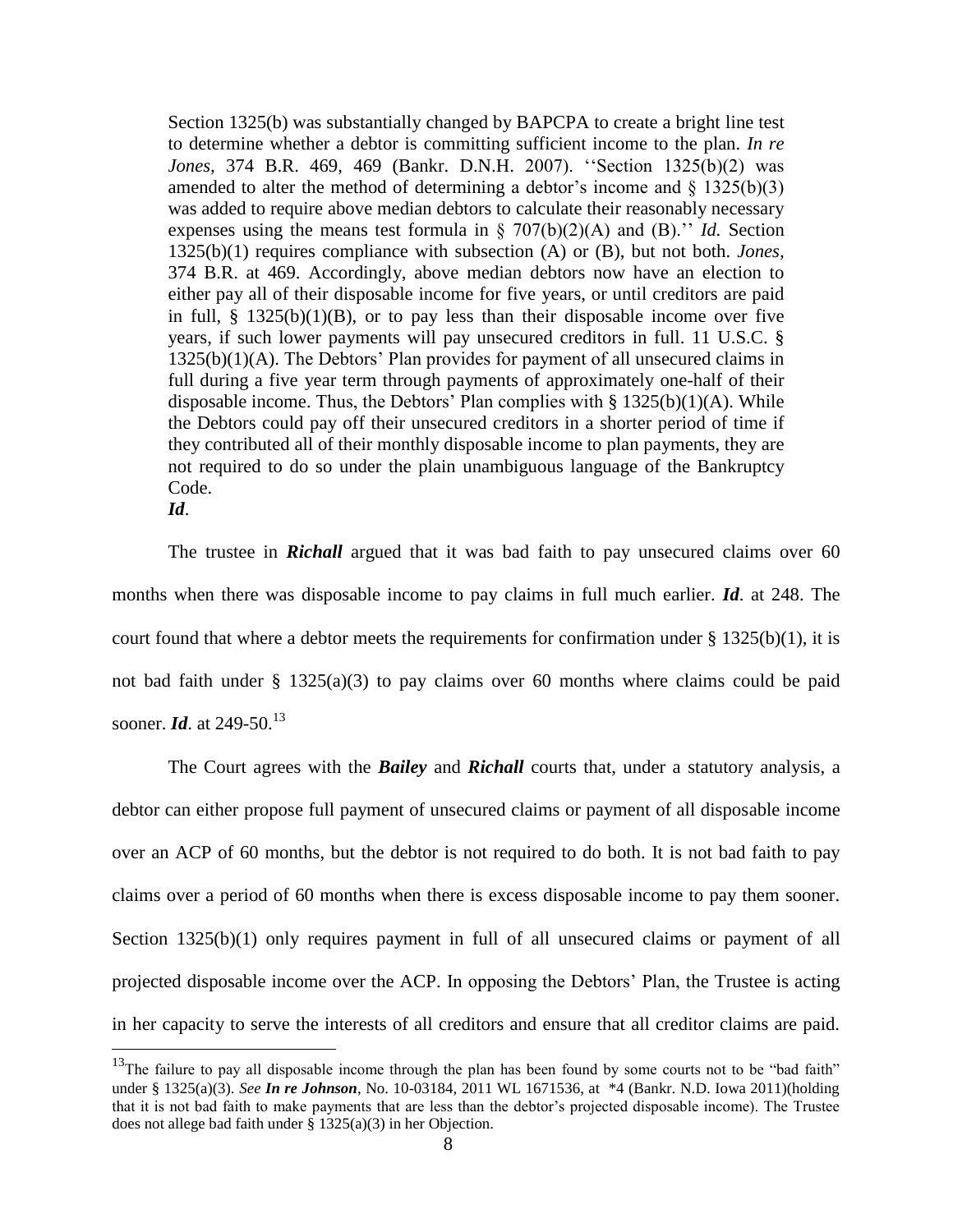> Section 1325(b) was substantially changed by BAPCPA to create a bright line test to determine whether a debtor is committing sufficient income to the plan. *In re Jones*, 374 B.R. 469, 469 (Bankr. D.N.H. 2007). ''Section 1325(b)(2) was amended to alter the method of determining a debtor's income and § 1325(b)(3) was added to require above median debtors to calculate their reasonably necessary expenses using the means test formula in § 707(b)(2)(A) and (B).'' *Id.* Section 1325(b)(1) requires compliance with subsection (A) or (B), but not both. *Jones*, 374 B.R. at 469. Accordingly, above median debtors now have an election to either pay all of their disposable income for five years, or until creditors are paid in full, § 1325(b)(1)(B), or to pay less than their disposable income over five years, if such lower payments will pay unsecured creditors in full. 11 U.S.C. § 1325(b)(1)(A). The Debtors' Plan provides for payment of all unsecured claims in full during a five year term through payments of approximately one-half of their disposable income. Thus, the Debtors' Plan complies with § 1325(b)(1)(A). While the Debtors could pay off their unsecured creditors in a shorter period of time if they contributed all of their monthly disposable income to plan payments, they are not required to do so under the plain unambiguous language of the Bankruptcy Code.
>
> ***Id***.

The trustee in ***Richall*** argued that it was bad faith to pay unsecured claims over 60 months when there was disposable income to pay claims in full much earlier. ***Id***. at 248. The court found that where a debtor meets the requirements for confirmation under § 1325(b)(1), it is not bad faith under § 1325(a)(3) to pay claims over 60 months where claims could be paid sooner. ***Id***. at 249-50.[13]

The Court agrees with the ***Bailey*** and ***Richall*** courts that, under a statutory analysis, a debtor can either propose full payment of unsecured claims or payment of all disposable income over an ACP of 60 months, but the debtor is not required to do both. It is not bad faith to pay claims over a period of 60 months when there is excess disposable income to pay them sooner. Section 1325(b)(1) only requires payment in full of all unsecured claims or payment of all projected disposable income over the ACP. In opposing the Debtors' Plan, the Trustee is acting in her capacity to serve the interests of all creditors and ensure that all creditor claims are paid.

---

[13] The failure to pay all disposable income through the plan has been found by some courts not to be "bad faith" under § 1325(a)(3). *See* ***In re Johnson***, No. 10-03184, 2011 WL 1671536, at \*4 (Bankr. N.D. Iowa 2011)(holding that it is not bad faith to make payments that are less than the debtor's projected disposable income). The Trustee does not allege bad faith under § 1325(a)(3) in her Objection.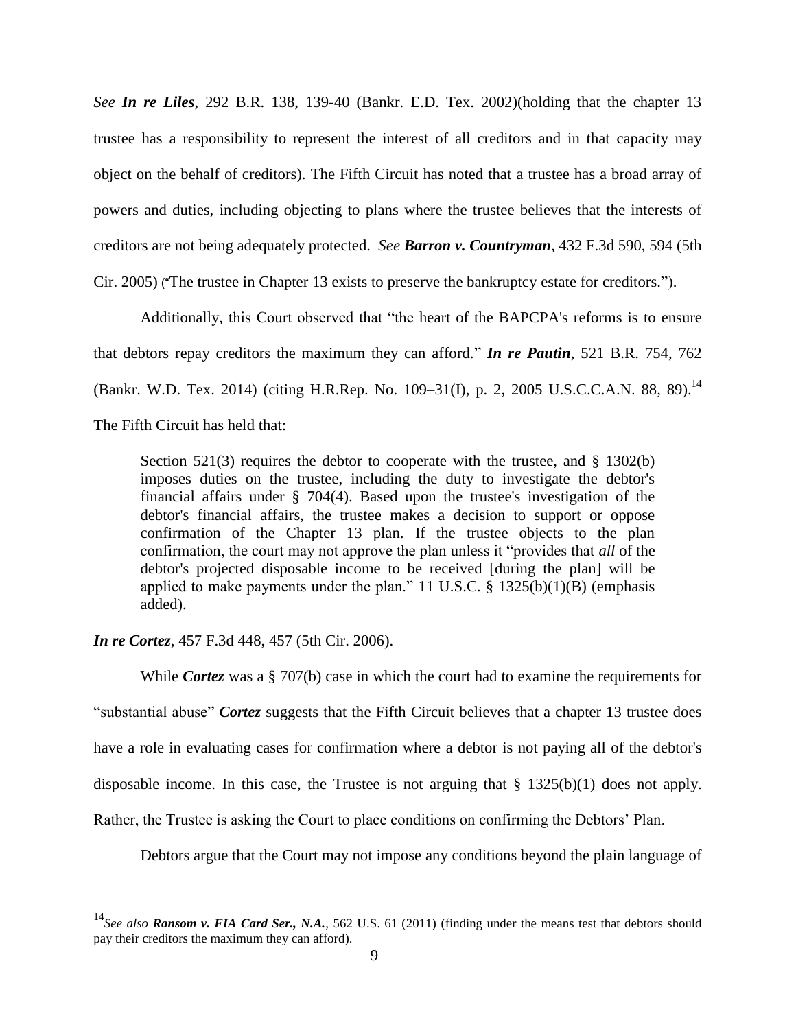*See* ***In re Liles***, 292 B.R. 138, 139-40 (Bankr. E.D. Tex. 2002)(holding that the chapter 13 trustee has a responsibility to represent the interest of all creditors and in that capacity may object on the behalf of creditors). The Fifth Circuit has noted that a trustee has a broad array of powers and duties, including objecting to plans where the trustee believes that the interests of creditors are not being adequately protected. *See* ***Barron v. Countryman***, 432 F.3d 590, 594 (5th Cir. 2005) ("The trustee in Chapter 13 exists to preserve the bankruptcy estate for creditors.").

Additionally, this Court observed that "the heart of the BAPCPA's reforms is to ensure that debtors repay creditors the maximum they can afford." ***In re Pautin***, 521 B.R. 754, 762 (Bankr. W.D. Tex. 2014) (citing H.R.Rep. No. 109–31(I), p. 2, 2005 U.S.C.C.A.N. 88, 89).[14] The Fifth Circuit has held that:

> Section 521(3) requires the debtor to cooperate with the trustee, and § 1302(b) imposes duties on the trustee, including the duty to investigate the debtor's financial affairs under § 704(4). Based upon the trustee's investigation of the debtor's financial affairs, the trustee makes a decision to support or oppose confirmation of the Chapter 13 plan. If the trustee objects to the plan confirmation, the court may not approve the plan unless it "provides that *all* of the debtor's projected disposable income to be received [during the plan] will be applied to make payments under the plan." 11 U.S.C. § 1325(b)(1)(B) (emphasis added).

***In re Cortez***, 457 F.3d 448, 457 (5th Cir. 2006).

While ***Cortez*** was a § 707(b) case in which the court had to examine the requirements for "substantial abuse" ***Cortez*** suggests that the Fifth Circuit believes that a chapter 13 trustee does have a role in evaluating cases for confirmation where a debtor is not paying all of the debtor's disposable income. In this case, the Trustee is not arguing that § 1325(b)(1) does not apply. Rather, the Trustee is asking the Court to place conditions on confirming the Debtors' Plan.

Debtors argue that the Court may not impose any conditions beyond the plain language of

---

[14] *See also* ***Ransom v. FIA Card Ser., N.A.***, 562 U.S. 61 (2011) (finding under the means test that debtors should pay their creditors the maximum they can afford).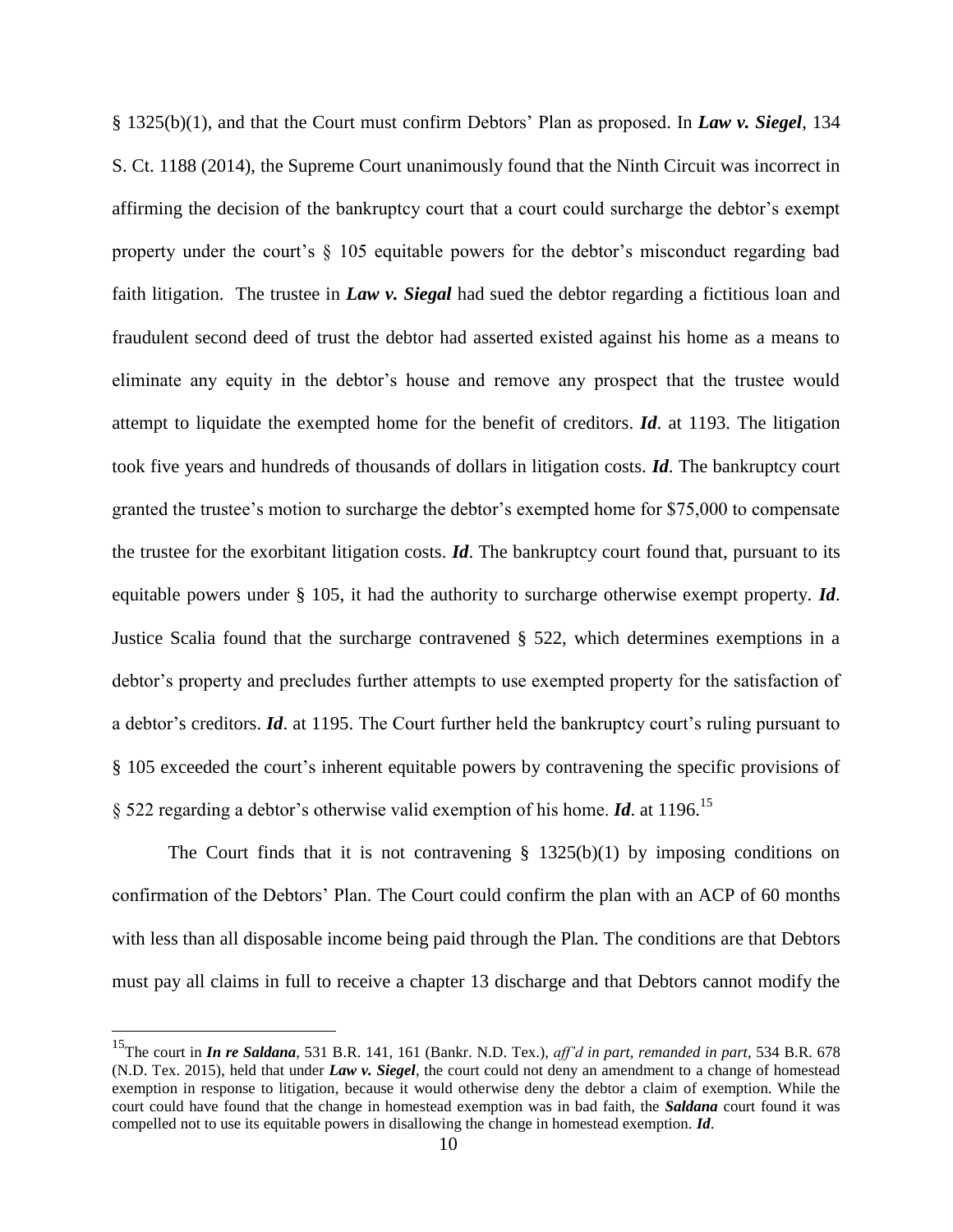§ 1325(b)(1), and that the Court must confirm Debtors' Plan as proposed. In ***Law v. Siegel***, 134 S. Ct. 1188 (2014), the Supreme Court unanimously found that the Ninth Circuit was incorrect in affirming the decision of the bankruptcy court that a court could surcharge the debtor's exempt property under the court's § 105 equitable powers for the debtor's misconduct regarding bad faith litigation. The trustee in ***Law v. Siegal*** had sued the debtor regarding a fictitious loan and fraudulent second deed of trust the debtor had asserted existed against his home as a means to eliminate any equity in the debtor's house and remove any prospect that the trustee would attempt to liquidate the exempted home for the benefit of creditors. ***Id***. at 1193. The litigation took five years and hundreds of thousands of dollars in litigation costs. ***Id***. The bankruptcy court granted the trustee's motion to surcharge the debtor's exempted home for $75,000 to compensate the trustee for the exorbitant litigation costs. ***Id***. The bankruptcy court found that, pursuant to its equitable powers under § 105, it had the authority to surcharge otherwise exempt property. ***Id***. Justice Scalia found that the surcharge contravened § 522, which determines exemptions in a debtor's property and precludes further attempts to use exempted property for the satisfaction of a debtor's creditors. ***Id***. at 1195. The Court further held the bankruptcy court's ruling pursuant to § 105 exceeded the court's inherent equitable powers by contravening the specific provisions of § 522 regarding a debtor's otherwise valid exemption of his home. ***Id***. at 1196.[15]

The Court finds that it is not contravening § 1325(b)(1) by imposing conditions on confirmation of the Debtors' Plan. The Court could confirm the plan with an ACP of 60 months with less than all disposable income being paid through the Plan. The conditions are that Debtors must pay all claims in full to receive a chapter 13 discharge and that Debtors cannot modify the

---

[15] The court in ***In re Saldana***, 531 B.R. 141, 161 (Bankr. N.D. Tex.), *aff'd in part, remanded in part*, 534 B.R. 678 (N.D. Tex. 2015), held that under ***Law v. Siegel***, the court could not deny an amendment to a change of homestead exemption in response to litigation, because it would otherwise deny the debtor a claim of exemption. While the court could have found that the change in homestead exemption was in bad faith, the ***Saldana*** court found it was compelled not to use its equitable powers in disallowing the change in homestead exemption. ***Id***.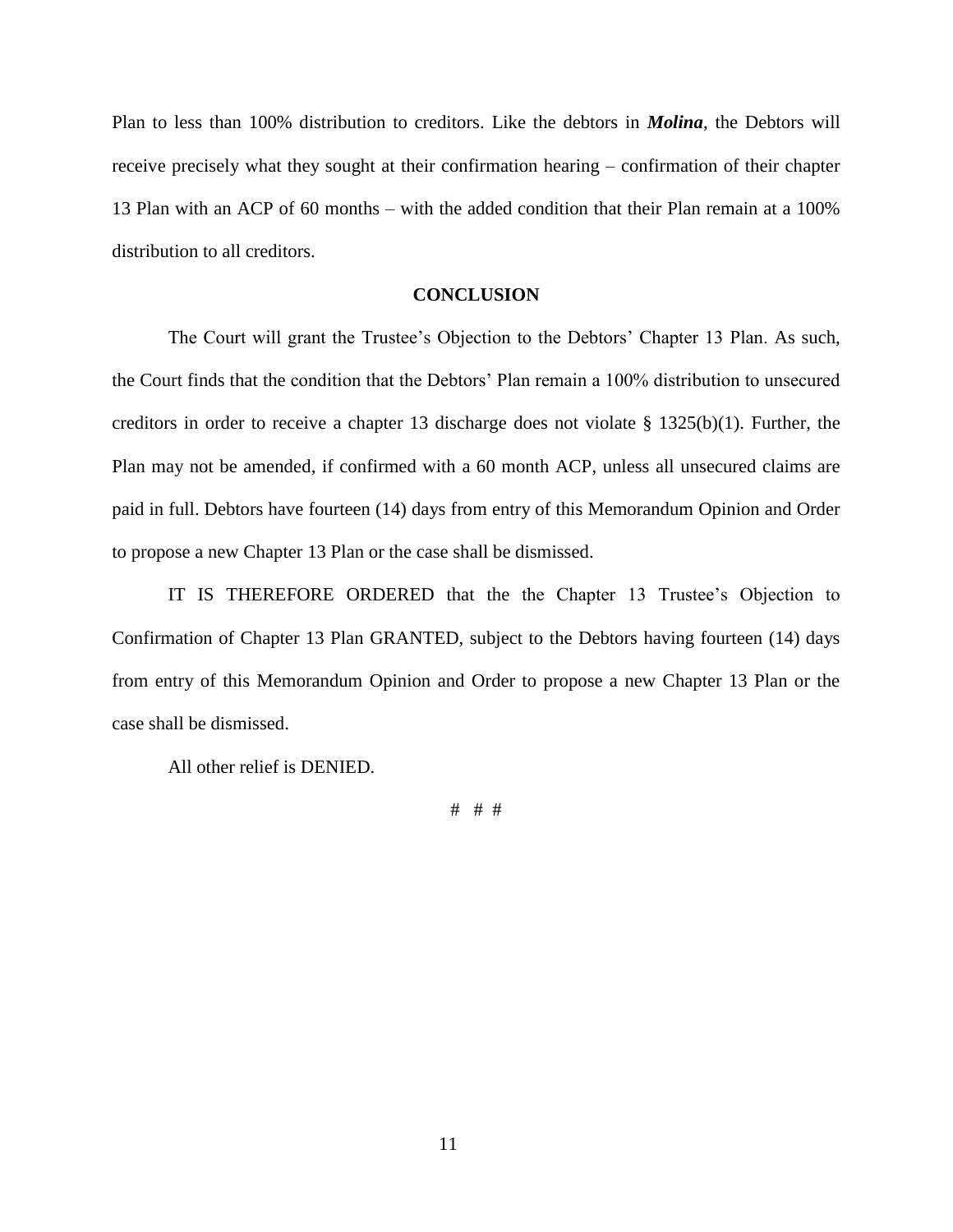Plan to less than 100% distribution to creditors. Like the debtors in ***Molina***, the Debtors will receive precisely what they sought at their confirmation hearing – confirmation of their chapter 13 Plan with an ACP of 60 months – with the added condition that their Plan remain at a 100% distribution to all creditors.

**CONCLUSION**

The Court will grant the Trustee's Objection to the Debtors' Chapter 13 Plan. As such, the Court finds that the condition that the Debtors' Plan remain a 100% distribution to unsecured creditors in order to receive a chapter 13 discharge does not violate § 1325(b)(1). Further, the Plan may not be amended, if confirmed with a 60 month ACP, unless all unsecured claims are paid in full. Debtors have fourteen (14) days from entry of this Memorandum Opinion and Order to propose a new Chapter 13 Plan or the case shall be dismissed.

IT IS THEREFORE ORDERED that the the Chapter 13 Trustee's Objection to Confirmation of Chapter 13 Plan GRANTED, subject to the Debtors having fourteen (14) days from entry of this Memorandum Opinion and Order to propose a new Chapter 13 Plan or the case shall be dismissed.

All other relief is DENIED.

# # #